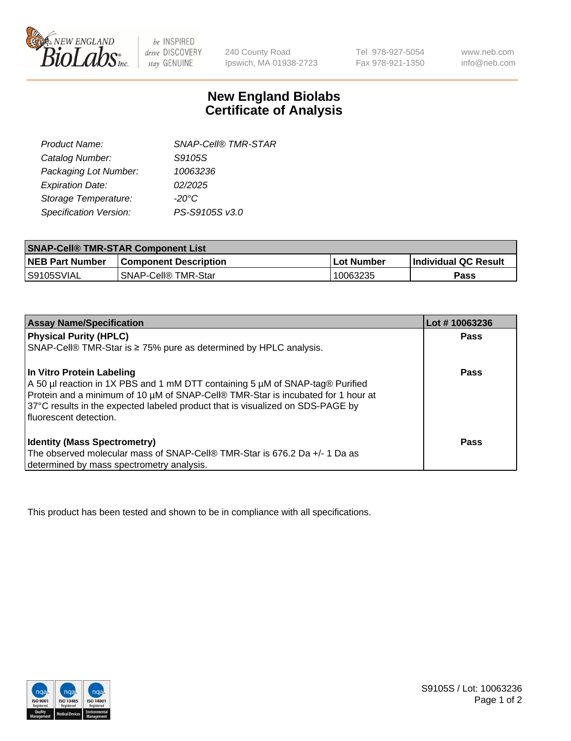NEW ENGLAND BioLabs Inc. — be INSPIRED drive DISCOVERY stay GENUINE

240 County Road
Ipswich, MA 01938-2723

Tel 978-927-5054
Fax 978-921-1350

www.neb.com
info@neb.com

# New England Biolabs
# Certificate of Analysis

| | |
|---|---|
| *Product Name:* | *SNAP-Cell® TMR-STAR* |
| *Catalog Number:* | *S9105S* |
| *Packaging Lot Number:* | *10063236* |
| *Expiration Date:* | *02/2025* |
| *Storage Temperature:* | *-20°C* |
| *Specification Version:* | *PS-S9105S v3.0* |

| **SNAP-Cell® TMR-STAR Component List** | | | |
|---|---|---|---|
| **NEB Part Number** | **Component Description** | **Lot Number** | **Individual QC Result** |
| S9105SVIAL | SNAP-Cell® TMR-Star | 10063235 | **Pass** |

| **Assay Name/Specification** | **Lot # 10063236** |
|---|---|
| **Physical Purity (HPLC)**<br>SNAP-Cell® TMR-Star is ≥ 75% pure as determined by HPLC analysis. | **Pass** |
| **In Vitro Protein Labeling**<br>A 50 µl reaction in 1X PBS and 1 mM DTT containing 5 µM of SNAP-tag® Purified Protein and a minimum of 10 µM of SNAP-Cell® TMR-Star is incubated for 1 hour at 37°C results in the expected labeled product that is visualized on SDS-PAGE by fluorescent detection. | **Pass** |
| **Identity (Mass Spectrometry)**<br>The observed molecular mass of SNAP-Cell® TMR-Star is 676.2 Da +/- 1 Da as determined by mass spectrometry analysis. | **Pass** |

This product has been tested and shown to be in compliance with all specifications.

S9105S / Lot: 10063236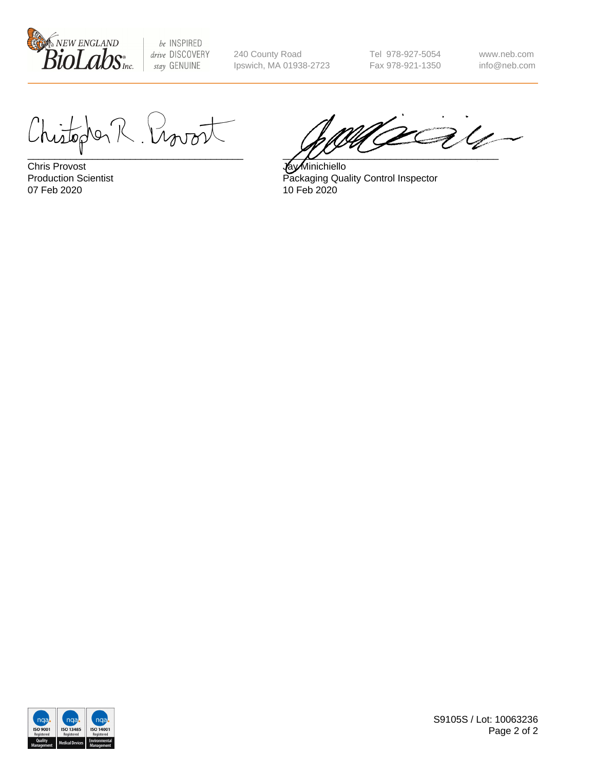Chris Provost
Production Scientist
07 Feb 2020

Jay Minichiello
Packaging Quality Control Inspector
10 Feb 2020

S9105S / Lot: 10063236